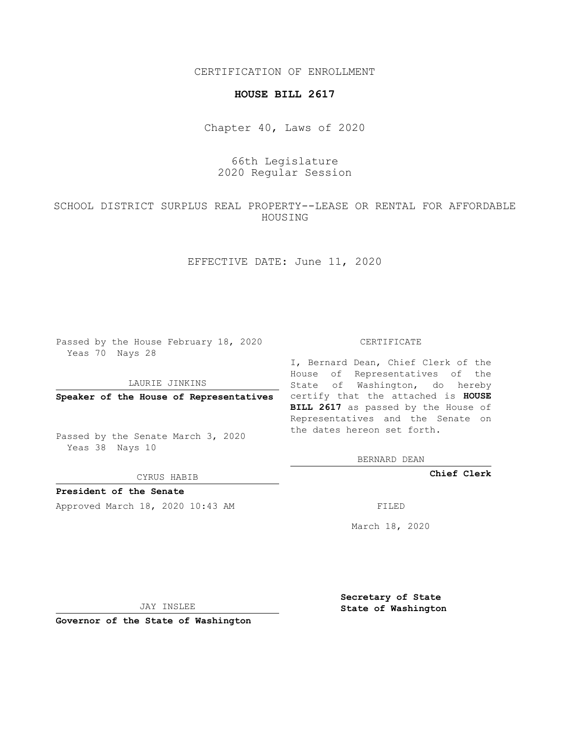CERTIFICATION OF ENROLLMENT

**HOUSE BILL 2617**

Chapter 40, Laws of 2020

66th Legislature
2020 Regular Session

SCHOOL DISTRICT SURPLUS REAL PROPERTY--LEASE OR RENTAL FOR AFFORDABLE HOUSING

EFFECTIVE DATE: June 11, 2020

Passed by the House February 18, 2020
Yeas 70 Nays 28

LAURIE JINKINS

**Speaker of the House of Representatives**

Passed by the Senate March 3, 2020
Yeas 38 Nays 10

CYRUS HABIB

**President of the Senate**

Approved March 18, 2020 10:43 AM

JAY INSLEE

**Governor of the State of Washington**

CERTIFICATE

I, Bernard Dean, Chief Clerk of the House of Representatives of the State of Washington, do hereby certify that the attached is **HOUSE BILL 2617** as passed by the House of Representatives and the Senate on the dates hereon set forth.

BERNARD DEAN

**Chief Clerk**

FILED

March 18, 2020

**Secretary of State**
**State of Washington**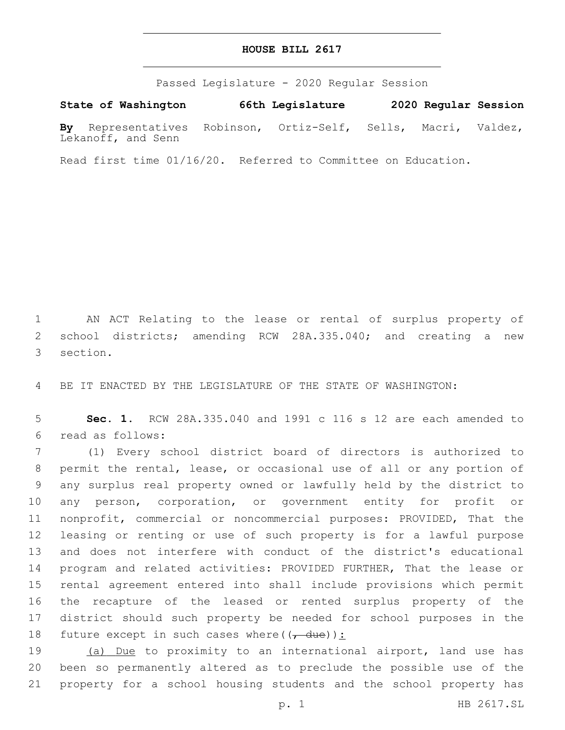# HOUSE BILL 2617

Passed Legislature - 2020 Regular Session

**State of Washington 66th Legislature 2020 Regular Session**

**By** Representatives Robinson, Ortiz-Self, Sells, Macri, Valdez, Lekanoff, and Senn

Read first time 01/16/20. Referred to Committee on Education.

1 AN ACT Relating to the lease or rental of surplus property of 2 school districts; amending RCW 28A.335.040; and creating a new 3 section.

4 BE IT ENACTED BY THE LEGISLATURE OF THE STATE OF WASHINGTON:

5 **Sec. 1.** RCW 28A.335.040 and 1991 c 116 s 12 are each amended to 6 read as follows:

7 (1) Every school district board of directors is authorized to 8 permit the rental, lease, or occasional use of all or any portion of 9 any surplus real property owned or lawfully held by the district to 10 any person, corporation, or government entity for profit or 11 nonprofit, commercial or noncommercial purposes: PROVIDED, That the 12 leasing or renting or use of such property is for a lawful purpose 13 and does not interfere with conduct of the district's educational 14 program and related activities: PROVIDED FURTHER, That the lease or 15 rental agreement entered into shall include provisions which permit 16 the recapture of the leased or rented surplus property of the 17 district should such property be needed for school purposes in the 18 future except in such cases where((~~, due~~))<u>:</u>

19 <u>(a) Due</u> to proximity to an international airport, land use has 20 been so permanently altered as to preclude the possible use of the 21 property for a school housing students and the school property has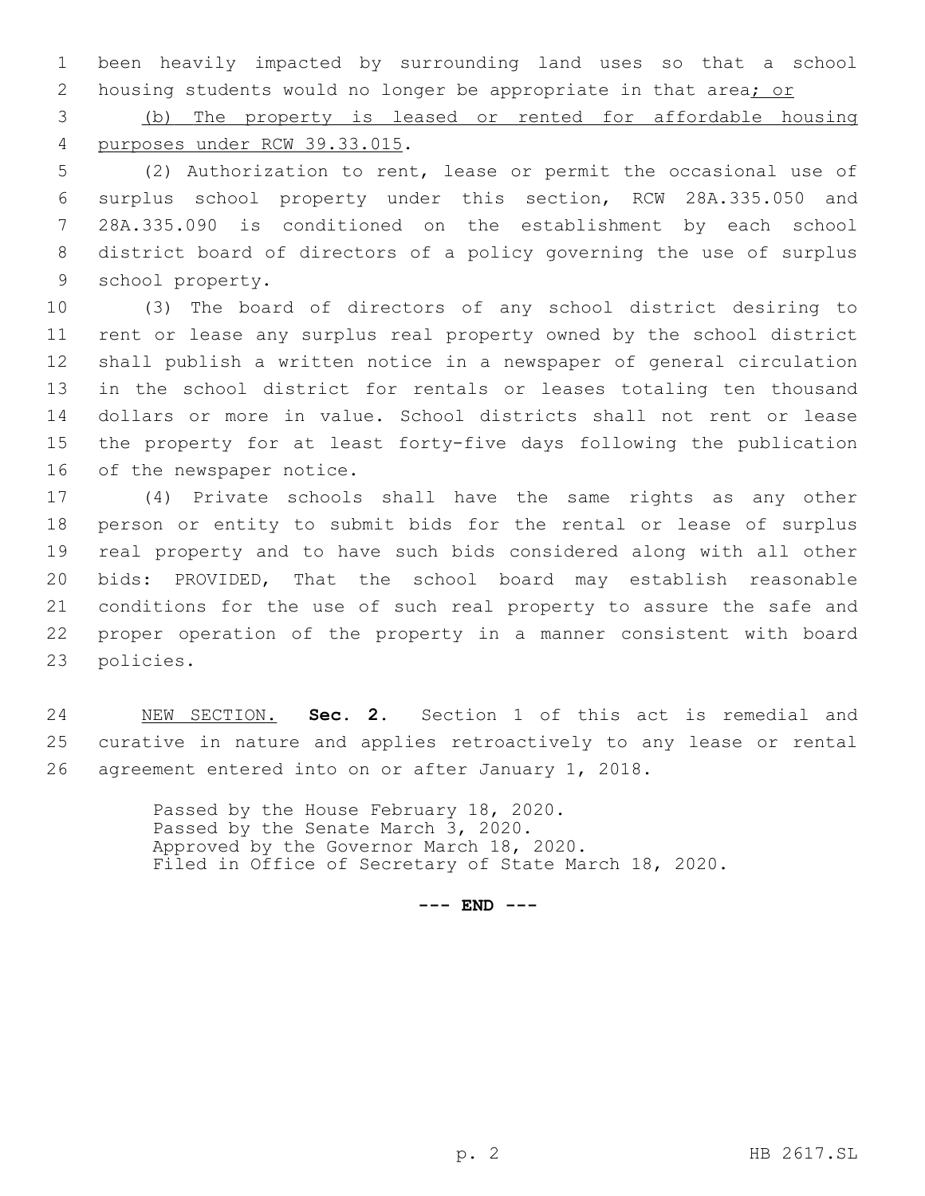been heavily impacted by surrounding land uses so that a school housing students would no longer be appropriate in that area; or

(b) The property is leased or rented for affordable housing purposes under RCW 39.33.015.

(2) Authorization to rent, lease or permit the occasional use of surplus school property under this section, RCW 28A.335.050 and 28A.335.090 is conditioned on the establishment by each school district board of directors of a policy governing the use of surplus school property.

(3) The board of directors of any school district desiring to rent or lease any surplus real property owned by the school district shall publish a written notice in a newspaper of general circulation in the school district for rentals or leases totaling ten thousand dollars or more in value. School districts shall not rent or lease the property for at least forty-five days following the publication of the newspaper notice.

(4) Private schools shall have the same rights as any other person or entity to submit bids for the rental or lease of surplus real property and to have such bids considered along with all other bids: PROVIDED, That the school board may establish reasonable conditions for the use of such real property to assure the safe and proper operation of the property in a manner consistent with board policies.

NEW SECTION. **Sec. 2.** Section 1 of this act is remedial and curative in nature and applies retroactively to any lease or rental agreement entered into on or after January 1, 2018.

Passed by the House February 18, 2020.
Passed by the Senate March 3, 2020.
Approved by the Governor March 18, 2020.
Filed in Office of Secretary of State March 18, 2020.

--- END ---